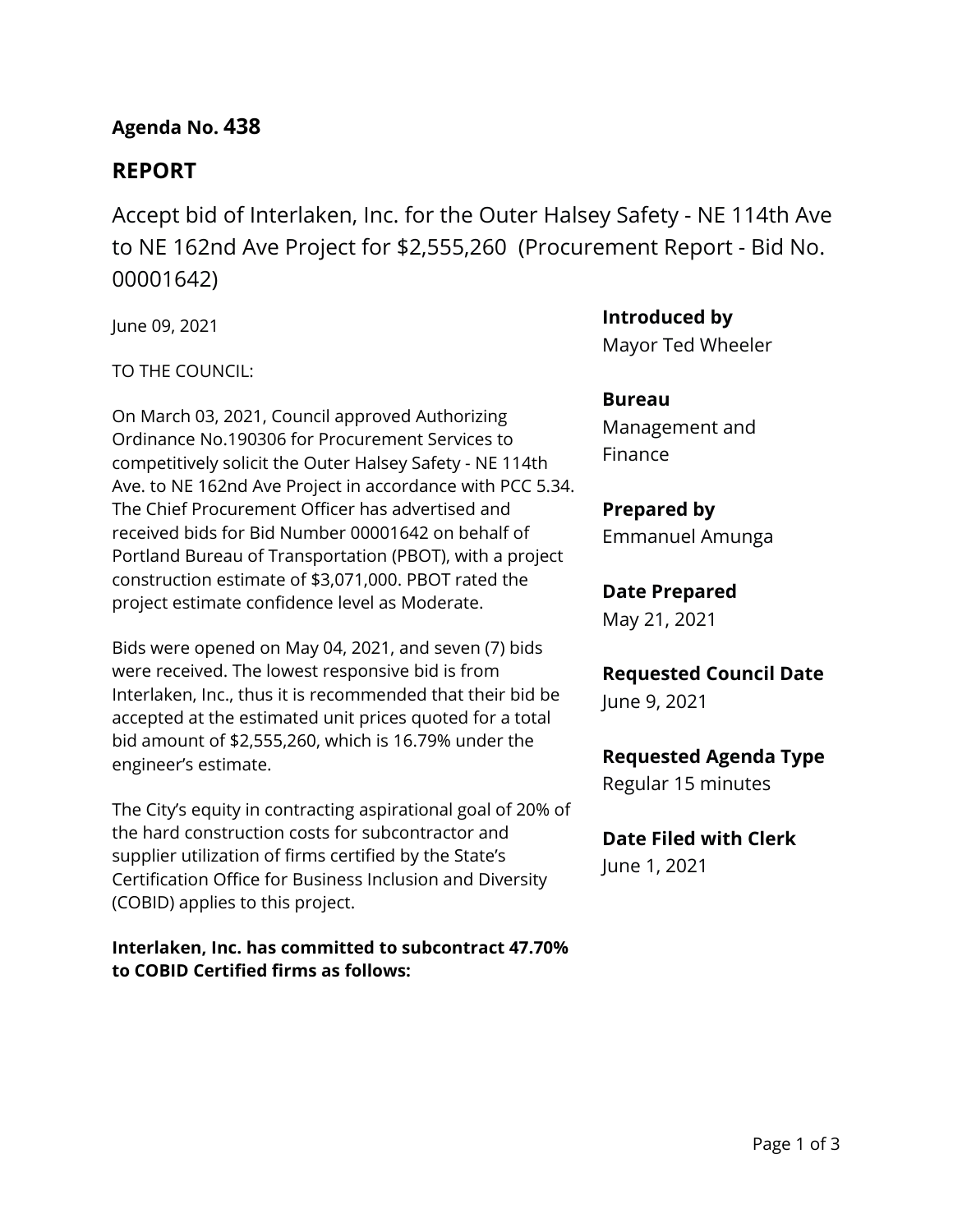**Agenda No. 438**

## REPORT

# Accept bid of Interlaken, Inc. for the Outer Halsey Safety - NE 114th Ave to NE 162nd Ave Project for $2,555,260 (Procurement Report - Bid No. 00001642)

June 09, 2021

TO THE COUNCIL:

On March 03, 2021, Council approved Authorizing Ordinance No.190306 for Procurement Services to competitively solicit the Outer Halsey Safety - NE 114th Ave. to NE 162nd Ave Project in accordance with PCC 5.34. The Chief Procurement Officer has advertised and received bids for Bid Number 00001642 on behalf of Portland Bureau of Transportation (PBOT), with a project construction estimate of $3,071,000. PBOT rated the project estimate confidence level as Moderate.

Bids were opened on May 04, 2021, and seven (7) bids were received. The lowest responsive bid is from Interlaken, Inc., thus it is recommended that their bid be accepted at the estimated unit prices quoted for a total bid amount of $2,555,260, which is 16.79% under the engineer's estimate.

The City's equity in contracting aspirational goal of 20% of the hard construction costs for subcontractor and supplier utilization of firms certified by the State's Certification Office for Business Inclusion and Diversity (COBID) applies to this project.

**Interlaken, Inc. has committed to subcontract 47.70% to COBID Certified firms as follows:**

**Introduced by**
Mayor Ted Wheeler

**Bureau**
Management and Finance

**Prepared by**
Emmanuel Amunga

**Date Prepared**
May 21, 2021

**Requested Council Date**
June 9, 2021

**Requested Agenda Type**
Regular 15 minutes

**Date Filed with Clerk**
June 1, 2021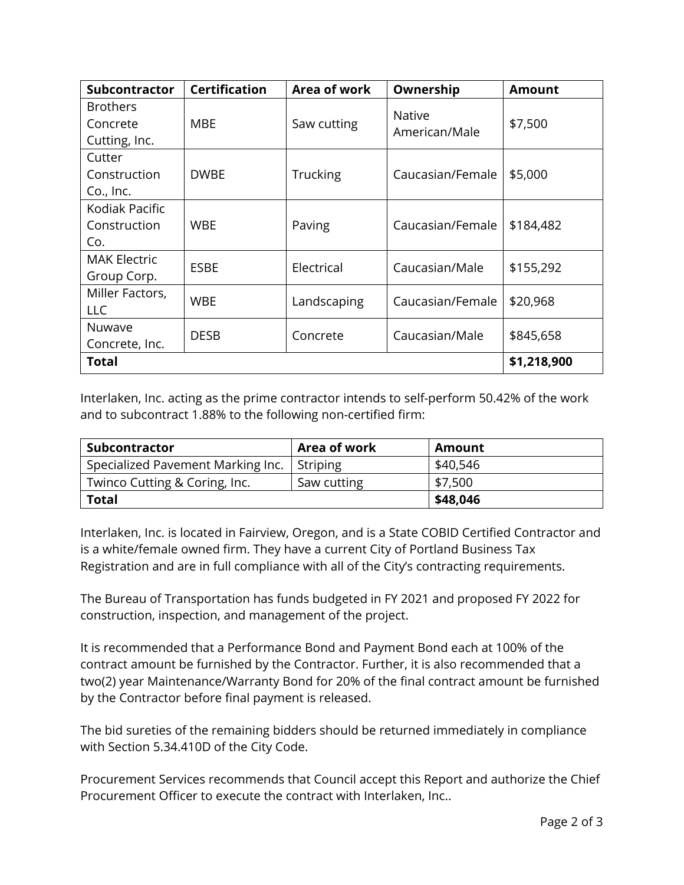| Subcontractor | Certification | Area of work | Ownership | Amount |
|---|---|---|---|---|
| Brothers Concrete Cutting, Inc. | MBE | Saw cutting | Native American/Male | $7,500 |
| Cutter Construction Co., Inc. | DWBE | Trucking | Caucasian/Female | $5,000 |
| Kodiak Pacific Construction Co. | WBE | Paving | Caucasian/Female | $184,482 |
| MAK Electric Group Corp. | ESBE | Electrical | Caucasian/Male | $155,292 |
| Miller Factors, LLC | WBE | Landscaping | Caucasian/Female | $20,968 |
| Nuwave Concrete, Inc. | DESB | Concrete | Caucasian/Male | $845,658 |
| **Total** | | | | **$1,218,900** |

Interlaken, Inc. acting as the prime contractor intends to self-perform 50.42% of the work and to subcontract 1.88% to the following non-certified firm:

| Subcontractor | Area of work | Amount |
|---|---|---|
| Specialized Pavement Marking Inc. | Striping | $40,546 |
| Twinco Cutting & Coring, Inc. | Saw cutting | $7,500 |
| **Total** | | **$48,046** |

Interlaken, Inc. is located in Fairview, Oregon, and is a State COBID Certified Contractor and is a white/female owned firm. They have a current City of Portland Business Tax Registration and are in full compliance with all of the City's contracting requirements.

The Bureau of Transportation has funds budgeted in FY 2021 and proposed FY 2022 for construction, inspection, and management of the project.

It is recommended that a Performance Bond and Payment Bond each at 100% of the contract amount be furnished by the Contractor. Further, it is also recommended that a two(2) year Maintenance/Warranty Bond for 20% of the final contract amount be furnished by the Contractor before final payment is released.

The bid sureties of the remaining bidders should be returned immediately in compliance with Section 5.34.410D of the City Code.

Procurement Services recommends that Council accept this Report and authorize the Chief Procurement Officer to execute the contract with Interlaken, Inc..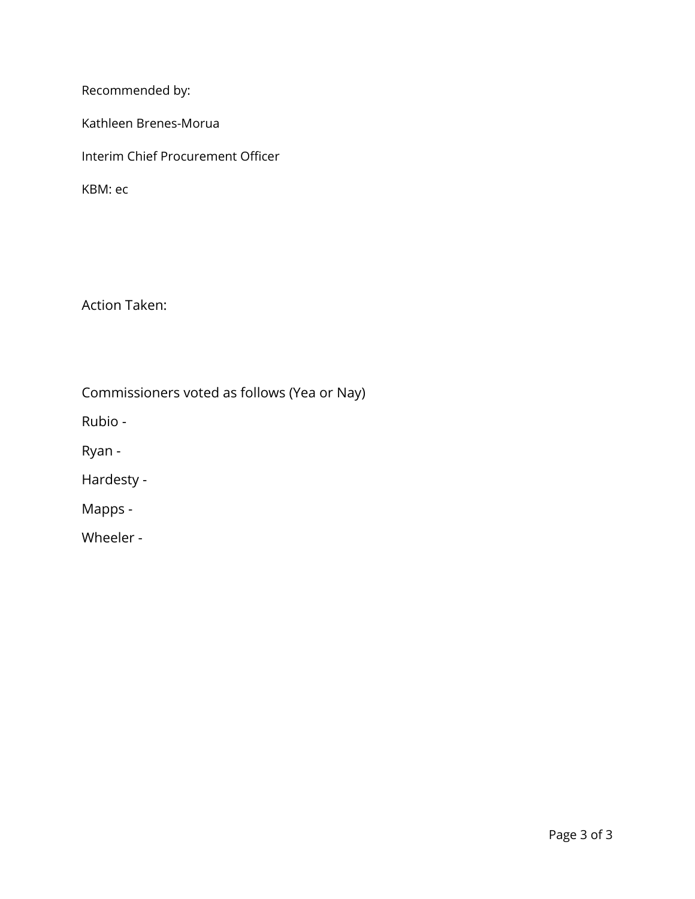Recommended by:

Kathleen Brenes-Morua

Interim Chief Procurement Officer

KBM: ec

Action Taken:

Commissioners voted as follows (Yea or Nay)

Rubio -

Ryan -

Hardesty -

Mapps -

Wheeler -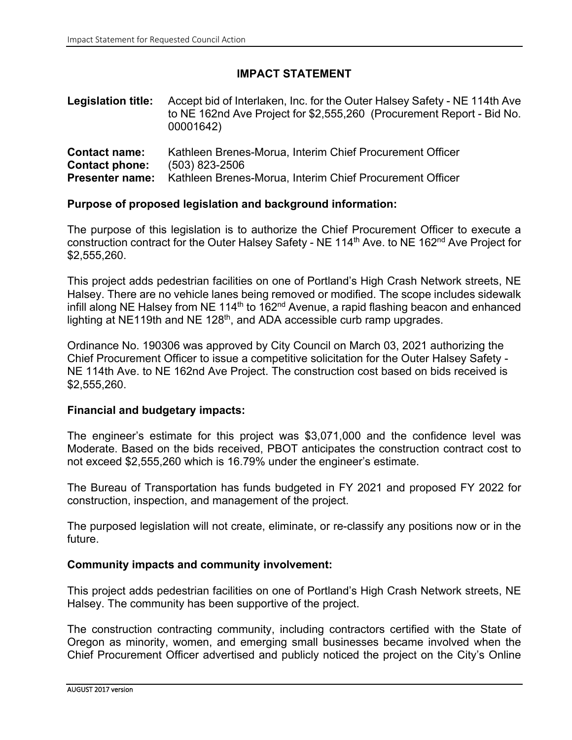# IMPACT STATEMENT

**Legislation title:** Accept bid of Interlaken, Inc. for the Outer Halsey Safety - NE 114th Ave to NE 162nd Ave Project for $2,555,260 (Procurement Report - Bid No. 00001642)

**Contact name:** Kathleen Brenes-Morua, Interim Chief Procurement Officer
**Contact phone:** (503) 823-2506
**Presenter name:** Kathleen Brenes-Morua, Interim Chief Procurement Officer

### Purpose of proposed legislation and background information:

The purpose of this legislation is to authorize the Chief Procurement Officer to execute a construction contract for the Outer Halsey Safety - NE 114th Ave. to NE 162nd Ave Project for $2,555,260.

This project adds pedestrian facilities on one of Portland's High Crash Network streets, NE Halsey. There are no vehicle lanes being removed or modified. The scope includes sidewalk infill along NE Halsey from NE 114th to 162nd Avenue, a rapid flashing beacon and enhanced lighting at NE119th and NE 128th, and ADA accessible curb ramp upgrades.

Ordinance No. 190306 was approved by City Council on March 03, 2021 authorizing the Chief Procurement Officer to issue a competitive solicitation for the Outer Halsey Safety - NE 114th Ave. to NE 162nd Ave Project. The construction cost based on bids received is $2,555,260.

### Financial and budgetary impacts:

The engineer's estimate for this project was $3,071,000 and the confidence level was Moderate. Based on the bids received, PBOT anticipates the construction contract cost to not exceed $2,555,260 which is 16.79% under the engineer's estimate.

The Bureau of Transportation has funds budgeted in FY 2021 and proposed FY 2022 for construction, inspection, and management of the project.

The purposed legislation will not create, eliminate, or re-classify any positions now or in the future.

### Community impacts and community involvement:

This project adds pedestrian facilities on one of Portland's High Crash Network streets, NE Halsey. The community has been supportive of the project.

The construction contracting community, including contractors certified with the State of Oregon as minority, women, and emerging small businesses became involved when the Chief Procurement Officer advertised and publicly noticed the project on the City's Online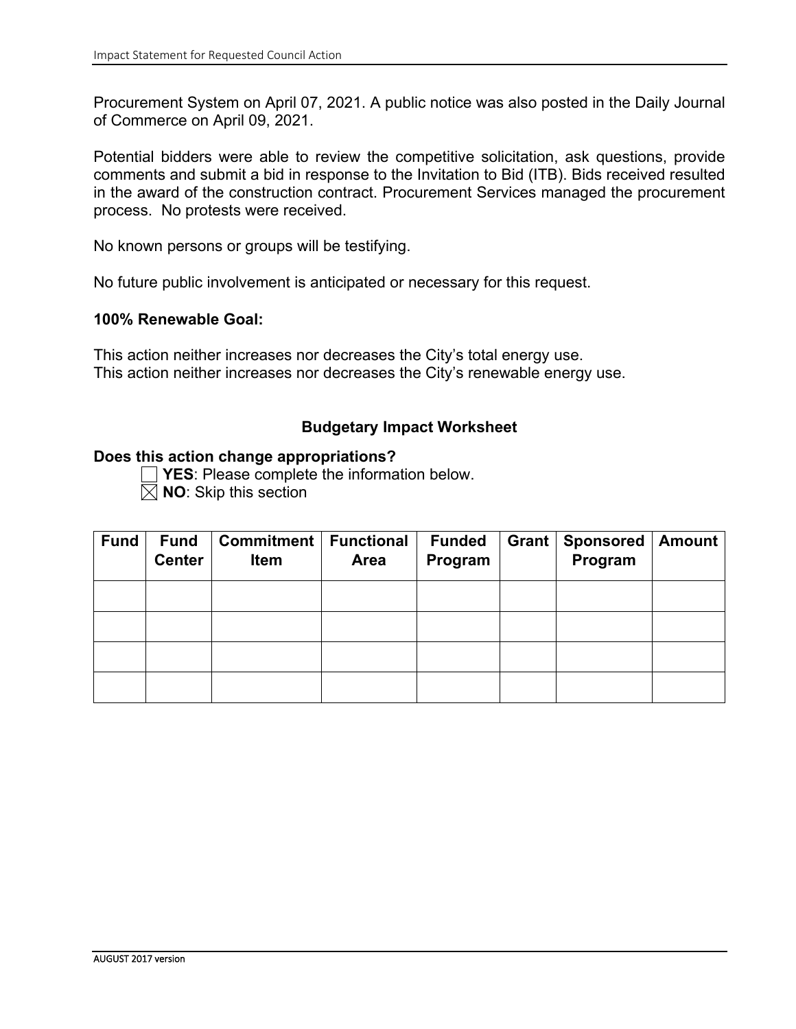Procurement System on April 07, 2021. A public notice was also posted in the Daily Journal of Commerce on April 09, 2021.

Potential bidders were able to review the competitive solicitation, ask questions, provide comments and submit a bid in response to the Invitation to Bid (ITB). Bids received resulted in the award of the construction contract. Procurement Services managed the procurement process. No protests were received.

No known persons or groups will be testifying.

No future public involvement is anticipated or necessary for this request.

**100% Renewable Goal:**

This action neither increases nor decreases the City's total energy use.
This action neither increases nor decreases the City's renewable energy use.

### Budgetary Impact Worksheet

**Does this action change appropriations?**

☐ **YES**: Please complete the information below.
☒ **NO**: Skip this section

| Fund | Fund Center | Commitment Item | Functional Area | Funded Program | Grant | Sponsored Program | Amount |
|---|---|---|---|---|---|---|---|
| | | | | | | | |
| | | | | | | | |
| | | | | | | | |
| | | | | | | | |